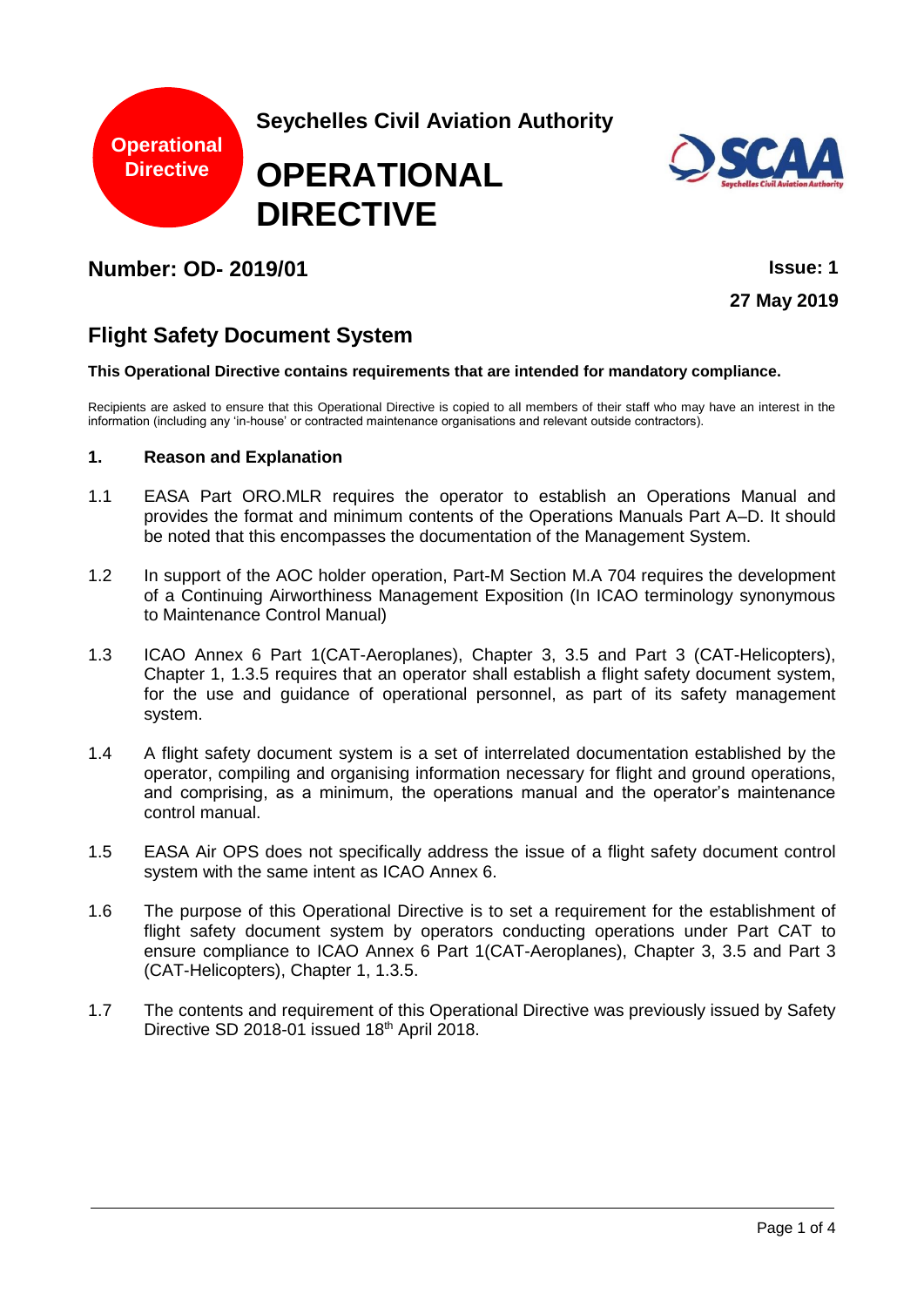Operational Directive

**Seychelles Civil Aviation Authority**

# OPERATIONAL DIRECTIVE

## Number: OD- 2019/01

**Issue: 1**

**27 May 2019**

## Flight Safety Document System

**This Operational Directive contains requirements that are intended for mandatory compliance.**

Recipients are asked to ensure that this Operational Directive is copied to all members of their staff who may have an interest in the information (including any 'in-house' or contracted maintenance organisations and relevant outside contractors).

### 1. Reason and Explanation

1.1 EASA Part ORO.MLR requires the operator to establish an Operations Manual and provides the format and minimum contents of the Operations Manuals Part A–D. It should be noted that this encompasses the documentation of the Management System.

1.2 In support of the AOC holder operation, Part-M Section M.A 704 requires the development of a Continuing Airworthiness Management Exposition (In ICAO terminology synonymous to Maintenance Control Manual)

1.3 ICAO Annex 6 Part 1(CAT-Aeroplanes), Chapter 3, 3.5 and Part 3 (CAT-Helicopters), Chapter 1, 1.3.5 requires that an operator shall establish a flight safety document system, for the use and guidance of operational personnel, as part of its safety management system.

1.4 A flight safety document system is a set of interrelated documentation established by the operator, compiling and organising information necessary for flight and ground operations, and comprising, as a minimum, the operations manual and the operator's maintenance control manual.

1.5 EASA Air OPS does not specifically address the issue of a flight safety document control system with the same intent as ICAO Annex 6.

1.6 The purpose of this Operational Directive is to set a requirement for the establishment of flight safety document system by operators conducting operations under Part CAT to ensure compliance to ICAO Annex 6 Part 1(CAT-Aeroplanes), Chapter 3, 3.5 and Part 3 (CAT-Helicopters), Chapter 1, 1.3.5.

1.7 The contents and requirement of this Operational Directive was previously issued by Safety Directive SD 2018-01 issued 18th April 2018.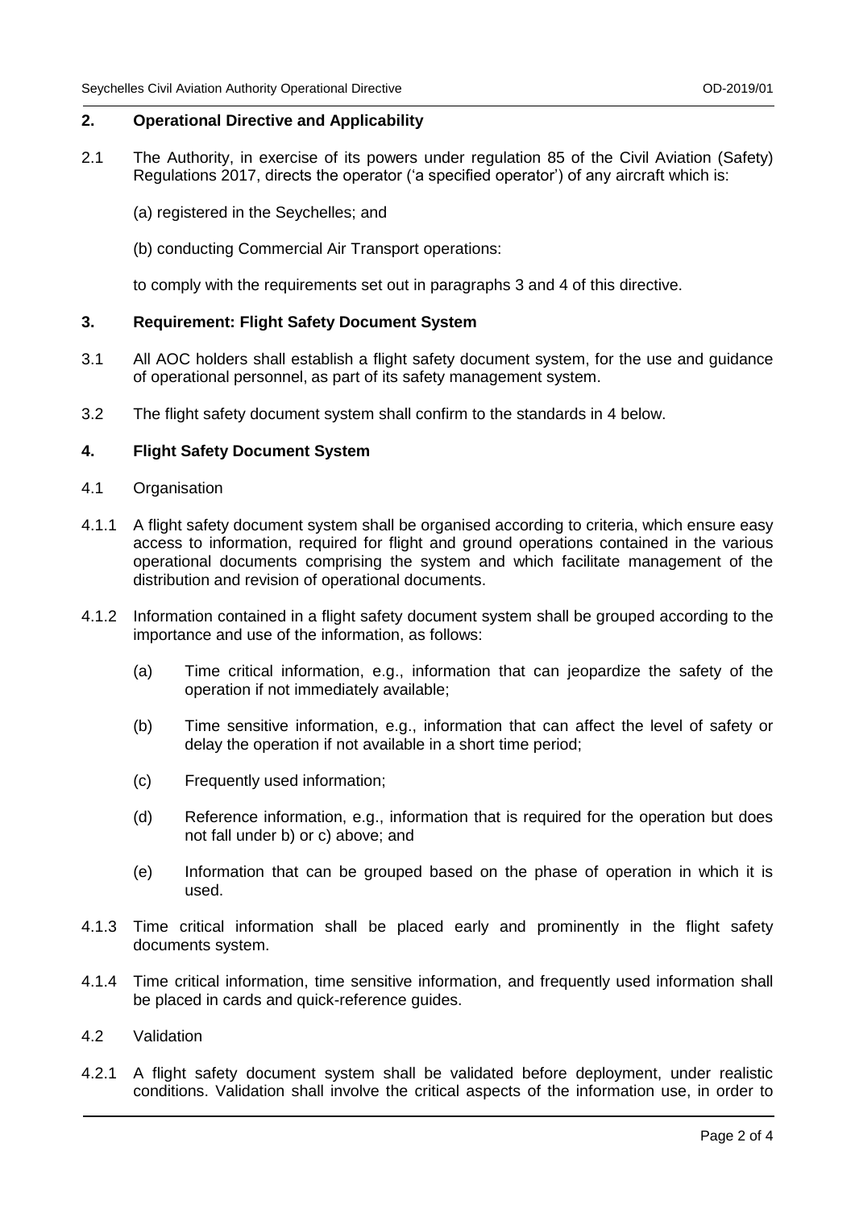## 2. Operational Directive and Applicability

2.1 The Authority, in exercise of its powers under regulation 85 of the Civil Aviation (Safety) Regulations 2017, directs the operator ('a specified operator') of any aircraft which is:

(a) registered in the Seychelles; and

(b) conducting Commercial Air Transport operations:

to comply with the requirements set out in paragraphs 3 and 4 of this directive.

## 3. Requirement: Flight Safety Document System

3.1 All AOC holders shall establish a flight safety document system, for the use and guidance of operational personnel, as part of its safety management system.

3.2 The flight safety document system shall confirm to the standards in 4 below.

## 4. Flight Safety Document System

4.1 Organisation

4.1.1 A flight safety document system shall be organised according to criteria, which ensure easy access to information, required for flight and ground operations contained in the various operational documents comprising the system and which facilitate management of the distribution and revision of operational documents.

4.1.2 Information contained in a flight safety document system shall be grouped according to the importance and use of the information, as follows:

(a) Time critical information, e.g., information that can jeopardize the safety of the operation if not immediately available;

(b) Time sensitive information, e.g., information that can affect the level of safety or delay the operation if not available in a short time period;

(c) Frequently used information;

(d) Reference information, e.g., information that is required for the operation but does not fall under b) or c) above; and

(e) Information that can be grouped based on the phase of operation in which it is used.

4.1.3 Time critical information shall be placed early and prominently in the flight safety documents system.

4.1.4 Time critical information, time sensitive information, and frequently used information shall be placed in cards and quick-reference guides.

4.2 Validation

4.2.1 A flight safety document system shall be validated before deployment, under realistic conditions. Validation shall involve the critical aspects of the information use, in order to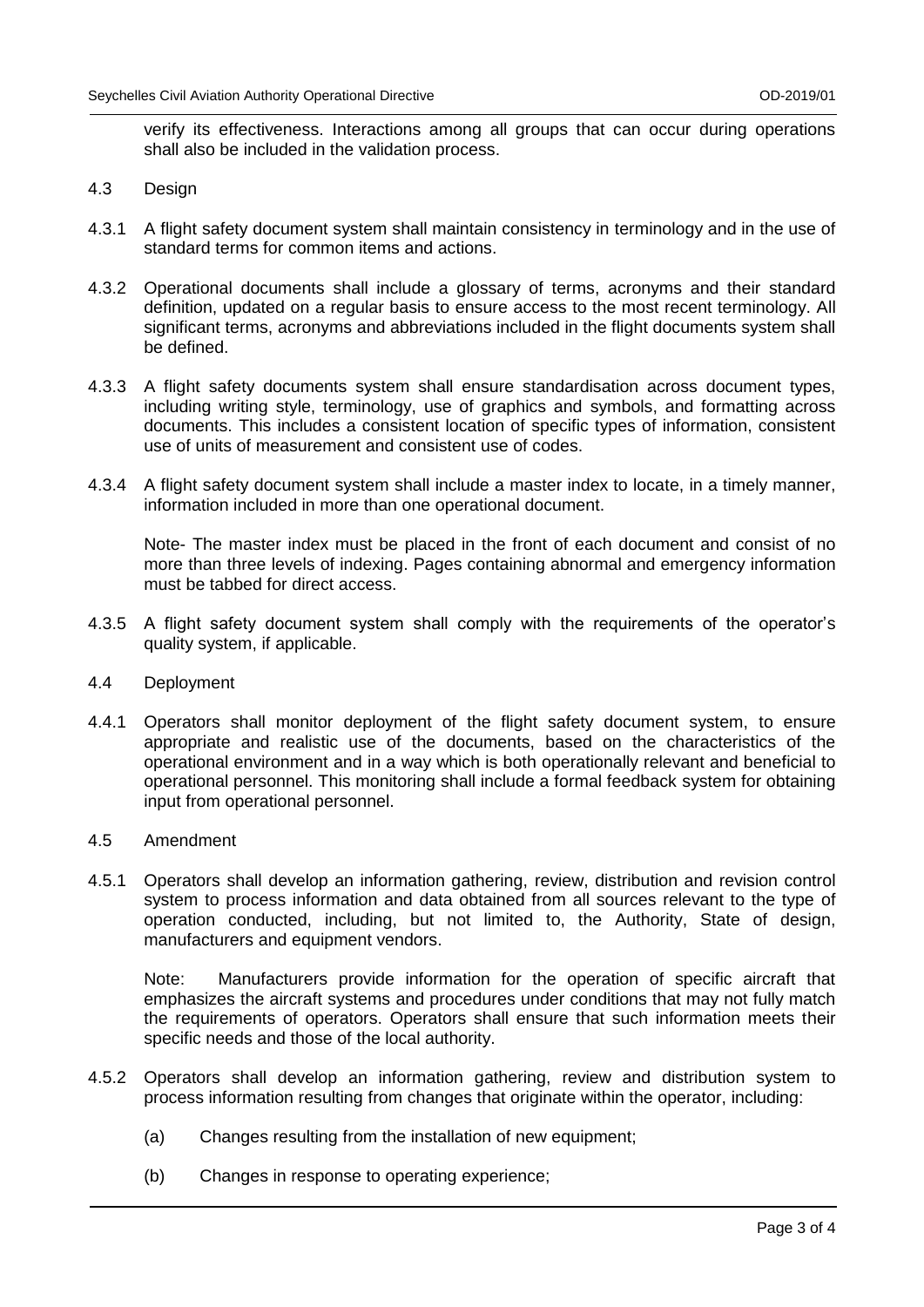verify its effectiveness. Interactions among all groups that can occur during operations shall also be included in the validation process.

4.3 Design

4.3.1 A flight safety document system shall maintain consistency in terminology and in the use of standard terms for common items and actions.

4.3.2 Operational documents shall include a glossary of terms, acronyms and their standard definition, updated on a regular basis to ensure access to the most recent terminology. All significant terms, acronyms and abbreviations included in the flight documents system shall be defined.

4.3.3 A flight safety documents system shall ensure standardisation across document types, including writing style, terminology, use of graphics and symbols, and formatting across documents. This includes a consistent location of specific types of information, consistent use of units of measurement and consistent use of codes.

4.3.4 A flight safety document system shall include a master index to locate, in a timely manner, information included in more than one operational document.

Note- The master index must be placed in the front of each document and consist of no more than three levels of indexing. Pages containing abnormal and emergency information must be tabbed for direct access.

4.3.5 A flight safety document system shall comply with the requirements of the operator's quality system, if applicable.

4.4 Deployment

4.4.1 Operators shall monitor deployment of the flight safety document system, to ensure appropriate and realistic use of the documents, based on the characteristics of the operational environment and in a way which is both operationally relevant and beneficial to operational personnel. This monitoring shall include a formal feedback system for obtaining input from operational personnel.

4.5 Amendment

4.5.1 Operators shall develop an information gathering, review, distribution and revision control system to process information and data obtained from all sources relevant to the type of operation conducted, including, but not limited to, the Authority, State of design, manufacturers and equipment vendors.

Note: Manufacturers provide information for the operation of specific aircraft that emphasizes the aircraft systems and procedures under conditions that may not fully match the requirements of operators. Operators shall ensure that such information meets their specific needs and those of the local authority.

4.5.2 Operators shall develop an information gathering, review and distribution system to process information resulting from changes that originate within the operator, including:

(a) Changes resulting from the installation of new equipment;

(b) Changes in response to operating experience;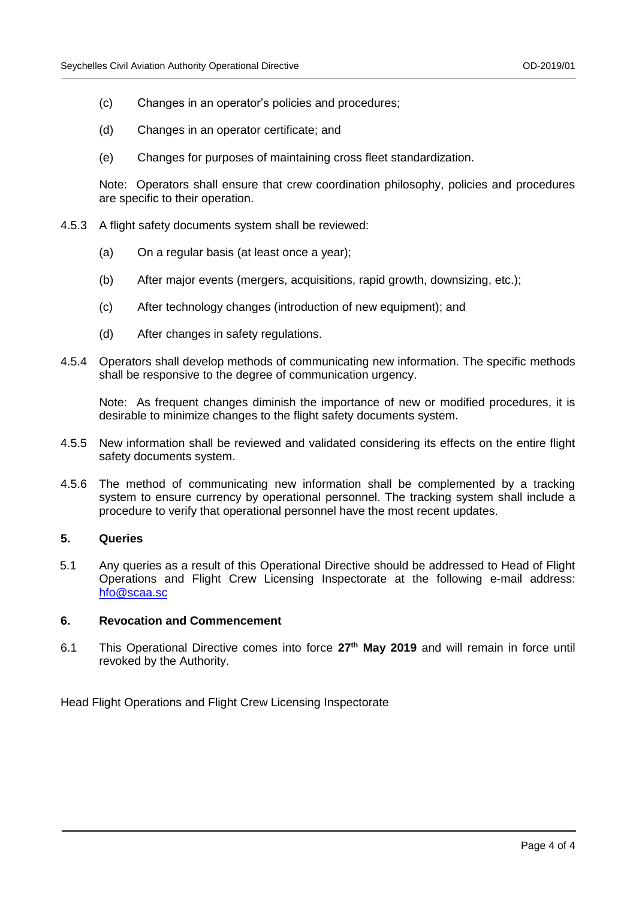(c) Changes in an operator's policies and procedures;

(d) Changes in an operator certificate; and

(e) Changes for purposes of maintaining cross fleet standardization.

Note: Operators shall ensure that crew coordination philosophy, policies and procedures are specific to their operation.

4.5.3 A flight safety documents system shall be reviewed:

(a) On a regular basis (at least once a year);

(b) After major events (mergers, acquisitions, rapid growth, downsizing, etc.);

(c) After technology changes (introduction of new equipment); and

(d) After changes in safety regulations.

4.5.4 Operators shall develop methods of communicating new information. The specific methods shall be responsive to the degree of communication urgency.

Note: As frequent changes diminish the importance of new or modified procedures, it is desirable to minimize changes to the flight safety documents system.

4.5.5 New information shall be reviewed and validated considering its effects on the entire flight safety documents system.

4.5.6 The method of communicating new information shall be complemented by a tracking system to ensure currency by operational personnel. The tracking system shall include a procedure to verify that operational personnel have the most recent updates.

## 5. Queries

5.1 Any queries as a result of this Operational Directive should be addressed to Head of Flight Operations and Flight Crew Licensing Inspectorate at the following e-mail address: hfo@scaa.sc

## 6. Revocation and Commencement

6.1 This Operational Directive comes into force **27th May 2019** and will remain in force until revoked by the Authority.

Head Flight Operations and Flight Crew Licensing Inspectorate